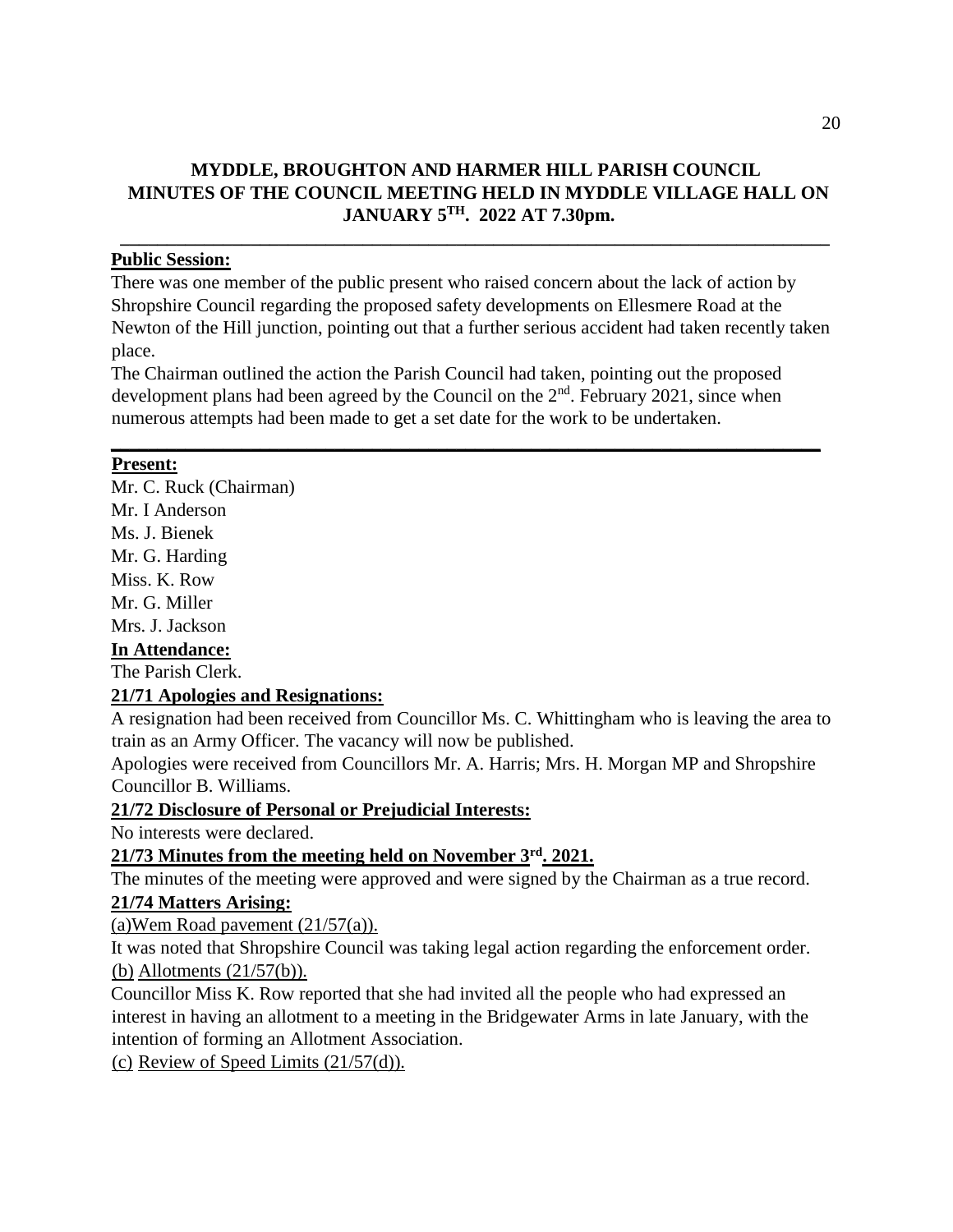# MYDDLE, BROUGHTON AND HARMER HILL PARISH COUNCIL MINUTES OF THE COUNCIL MEETING HELD IN MYDDLE VILLAGE HALL ON JANUARY 5TH. 2022 AT 7.30pm.

---

**Public Session:**

There was one member of the public present who raised concern about the lack of action by Shropshire Council regarding the proposed safety developments on Ellesmere Road at the Newton of the Hill junction, pointing out that a further serious accident had taken recently taken place.

The Chairman outlined the action the Parish Council had taken, pointing out the proposed development plans had been agreed by the Council on the 2nd. February 2021, since when numerous attempts had been made to get a set date for the work to be undertaken.

---

**Present:**

Mr. C. Ruck (Chairman)
Mr. I Anderson
Ms. J. Bienek
Mr. G. Harding
Miss. K. Row
Mr. G. Miller
Mrs. J. Jackson

**In Attendance:**

The Parish Clerk.

**21/71 Apologies and Resignations:**

A resignation had been received from Councillor Ms. C. Whittingham who is leaving the area to train as an Army Officer. The vacancy will now be published.

Apologies were received from Councillors Mr. A. Harris; Mrs. H. Morgan MP and Shropshire Councillor B. Williams.

**21/72 Disclosure of Personal or Prejudicial Interests:**

No interests were declared.

**21/73 Minutes from the meeting held on November 3rd. 2021.**

The minutes of the meeting were approved and were signed by the Chairman as a true record.

**21/74 Matters Arising:**

(a)Wem Road pavement (21/57(a)).

It was noted that Shropshire Council was taking legal action regarding the enforcement order.

(b) Allotments (21/57(b)).

Councillor Miss K. Row reported that she had invited all the people who had expressed an interest in having an allotment to a meeting in the Bridgewater Arms in late January, with the intention of forming an Allotment Association.

(c) Review of Speed Limits (21/57(d)).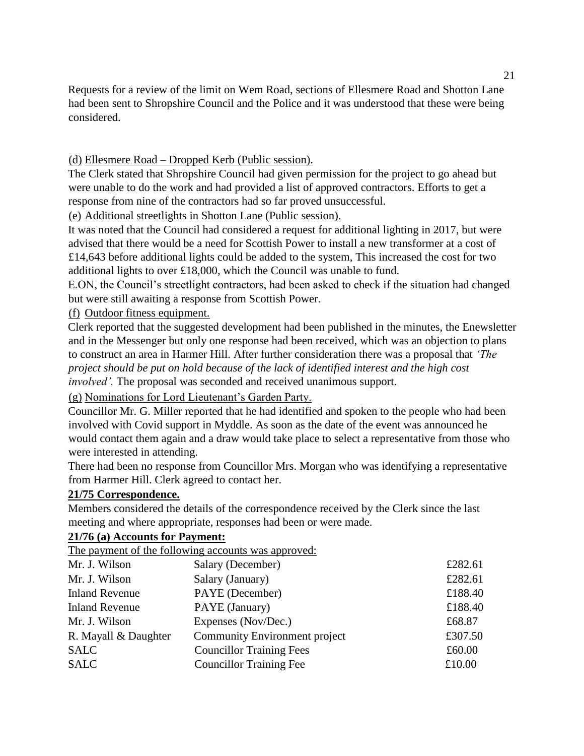Requests for a review of the limit on Wem Road, sections of Ellesmere Road and Shotton Lane had been sent to Shropshire Council and the Police and it was understood that these were being considered.

(d) Ellesmere Road – Dropped Kerb (Public session).

The Clerk stated that Shropshire Council had given permission for the project to go ahead but were unable to do the work and had provided a list of approved contractors. Efforts to get a response from nine of the contractors had so far proved unsuccessful.

(e) Additional streetlights in Shotton Lane (Public session).

It was noted that the Council had considered a request for additional lighting in 2017, but were advised that there would be a need for Scottish Power to install a new transformer at a cost of £14,643 before additional lights could be added to the system, This increased the cost for two additional lights to over £18,000, which the Council was unable to fund.

E.ON, the Council's streetlight contractors, had been asked to check if the situation had changed but were still awaiting a response from Scottish Power.

(f) Outdoor fitness equipment.

Clerk reported that the suggested development had been published in the minutes, the Enewsletter and in the Messenger but only one response had been received, which was an objection to plans to construct an area in Harmer Hill. After further consideration there was a proposal that *'The project should be put on hold because of the lack of identified interest and the high cost involved'.* The proposal was seconded and received unanimous support.

(g) Nominations for Lord Lieutenant's Garden Party.

Councillor Mr. G. Miller reported that he had identified and spoken to the people who had been involved with Covid support in Myddle. As soon as the date of the event was announced he would contact them again and a draw would take place to select a representative from those who were interested in attending.

There had been no response from Councillor Mrs. Morgan who was identifying a representative from Harmer Hill. Clerk agreed to contact her.

**21/75 Correspondence.**

Members considered the details of the correspondence received by the Clerk since the last meeting and where appropriate, responses had been or were made.

**21/76 (a) Accounts for Payment:**

The payment of the following accounts was approved:

| | | |
|---|---|---|
| Mr. J. Wilson | Salary (December) | £282.61 |
| Mr. J. Wilson | Salary (January) | £282.61 |
| Inland Revenue | PAYE (December) | £188.40 |
| Inland Revenue | PAYE (January) | £188.40 |
| Mr. J. Wilson | Expenses (Nov/Dec.) | £68.87 |
| R. Mayall & Daughter | Community Environment project | £307.50 |
| SALC | Councillor Training Fees | £60.00 |
| SALC | Councillor Training Fee | £10.00 |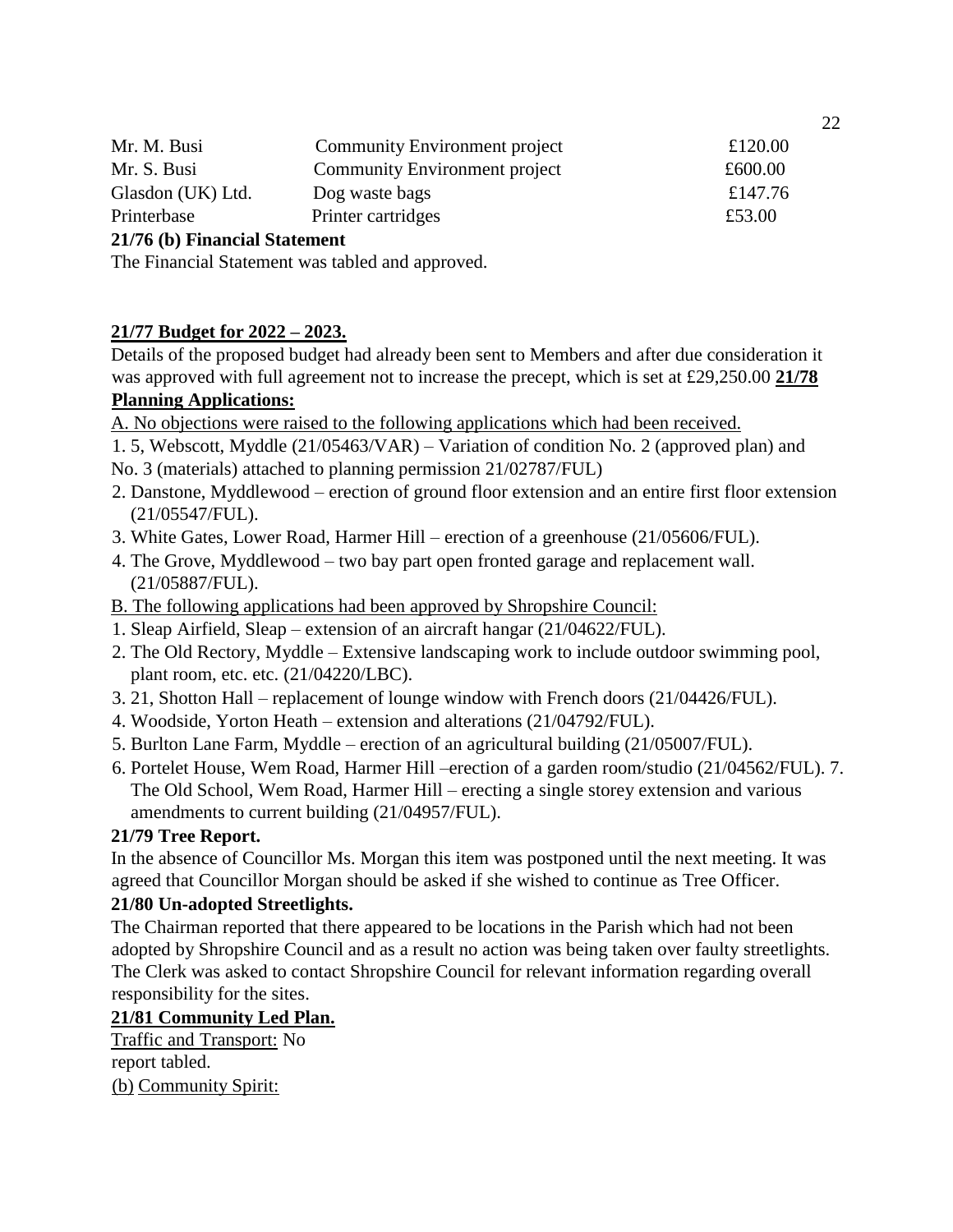| | | |
|---|---|---|
| Mr. M. Busi | Community Environment project | £120.00 |
| Mr. S. Busi | Community Environment project | £600.00 |
| Glasdon (UK) Ltd. | Dog waste bags | £147.76 |
| Printerbase | Printer cartridges | £53.00 |

**21/76 (b) Financial Statement**

The Financial Statement was tabled and approved.

**21/77 Budget for 2022 – 2023.**

Details of the proposed budget had already been sent to Members and after due consideration it was approved with full agreement not to increase the precept, which is set at £29,250.00

**21/78 Planning Applications:**

A. No objections were raised to the following applications which had been received.

1. 5, Webscott, Myddle (21/05463/VAR) – Variation of condition No. 2 (approved plan) and No. 3 (materials) attached to planning permission 21/02787/FUL)
2. Danstone, Myddlewood – erection of ground floor extension and an entire first floor extension (21/05547/FUL).
3. White Gates, Lower Road, Harmer Hill – erection of a greenhouse (21/05606/FUL).
4. The Grove, Myddlewood – two bay part open fronted garage and replacement wall. (21/05887/FUL).

B. The following applications had been approved by Shropshire Council:

1. Sleap Airfield, Sleap – extension of an aircraft hangar (21/04622/FUL).
2. The Old Rectory, Myddle – Extensive landscaping work to include outdoor swimming pool, plant room, etc. etc. (21/04220/LBC).
3. 21, Shotton Hall – replacement of lounge window with French doors (21/04426/FUL).
4. Woodside, Yorton Heath – extension and alterations (21/04792/FUL).
5. Burlton Lane Farm, Myddle – erection of an agricultural building (21/05007/FUL).
6. Portelet House, Wem Road, Harmer Hill –erection of a garden room/studio (21/04562/FUL).
7. The Old School, Wem Road, Harmer Hill – erecting a single storey extension and various amendments to current building (21/04957/FUL).

**21/79 Tree Report.**

In the absence of Councillor Ms. Morgan this item was postponed until the next meeting. It was agreed that Councillor Morgan should be asked if she wished to continue as Tree Officer.

**21/80 Un-adopted Streetlights.**

The Chairman reported that there appeared to be locations in the Parish which had not been adopted by Shropshire Council and as a result no action was being taken over faulty streetlights. The Clerk was asked to contact Shropshire Council for relevant information regarding overall responsibility for the sites.

**21/81 Community Led Plan.**

Traffic and Transport: No report tabled.

(b) Community Spirit: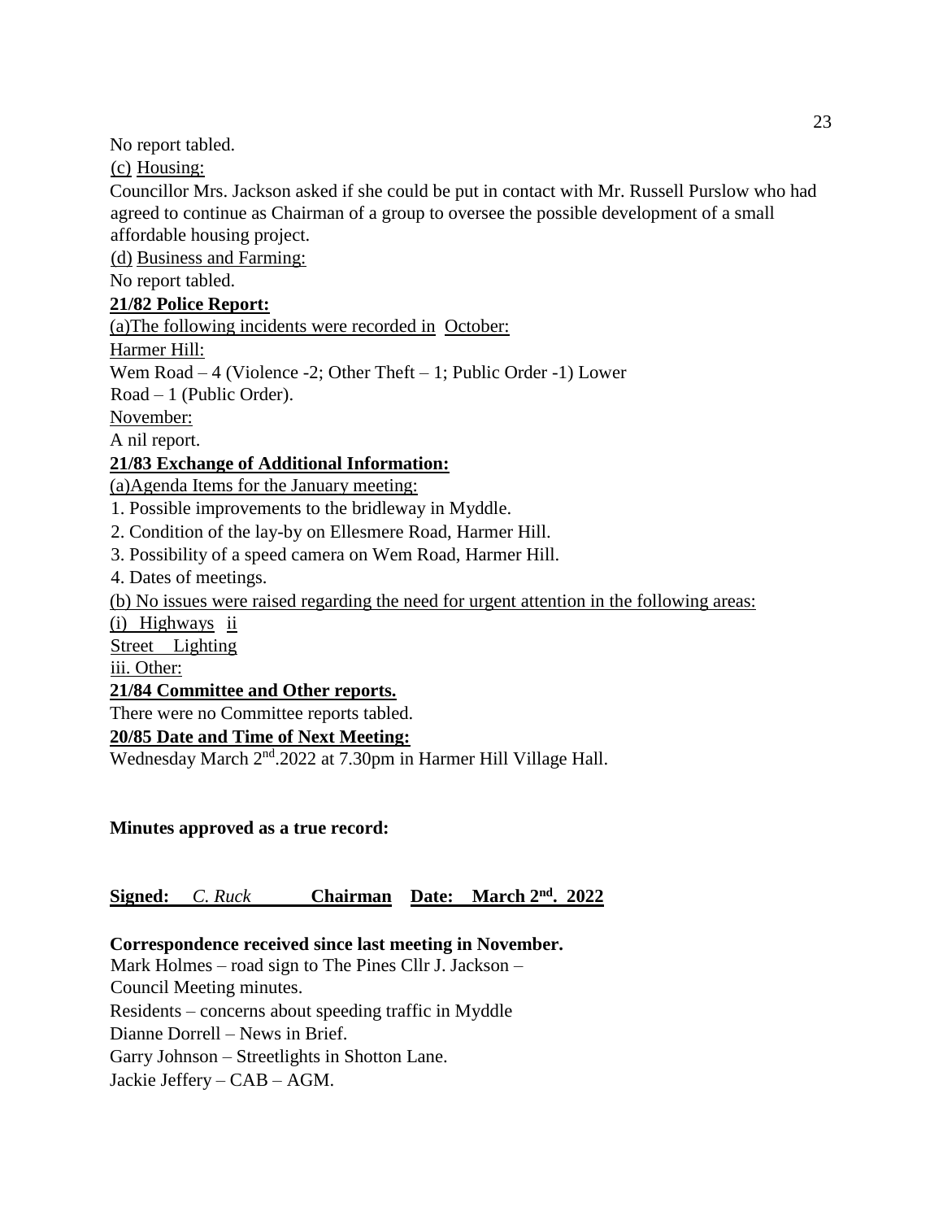No report tabled.

(c) Housing:

Councillor Mrs. Jackson asked if she could be put in contact with Mr. Russell Purslow who had agreed to continue as Chairman of a group to oversee the possible development of a small affordable housing project.

(d) Business and Farming:

No report tabled.

**21/82 Police Report:**

(a)The following incidents were recorded in October:

Harmer Hill:

Wem Road – 4 (Violence -2; Other Theft – 1; Public Order -1) Lower Road – 1 (Public Order).

November:

A nil report.

**21/83 Exchange of Additional Information:**

(a)Agenda Items for the January meeting:

1. Possible improvements to the bridleway in Myddle.
2. Condition of the lay-by on Ellesmere Road, Harmer Hill.
3. Possibility of a speed camera on Wem Road, Harmer Hill.
4. Dates of meetings.

(b) No issues were raised regarding the need for urgent attention in the following areas:

(i) Highways ii Street Lighting

iii. Other:

**21/84 Committee and Other reports.**

There were no Committee reports tabled.

**20/85 Date and Time of Next Meeting:**

Wednesday March 2nd.2022 at 7.30pm in Harmer Hill Village Hall.

**Minutes approved as a true record:**

**Signed:** *C. Ruck* **Chairman Date: March 2nd. 2022**

**Correspondence received since last meeting in November.**

Mark Holmes – road sign to The Pines Cllr J. Jackson – Council Meeting minutes.

Residents – concerns about speeding traffic in Myddle

Dianne Dorrell – News in Brief.

Garry Johnson – Streetlights in Shotton Lane.

Jackie Jeffery – CAB – AGM.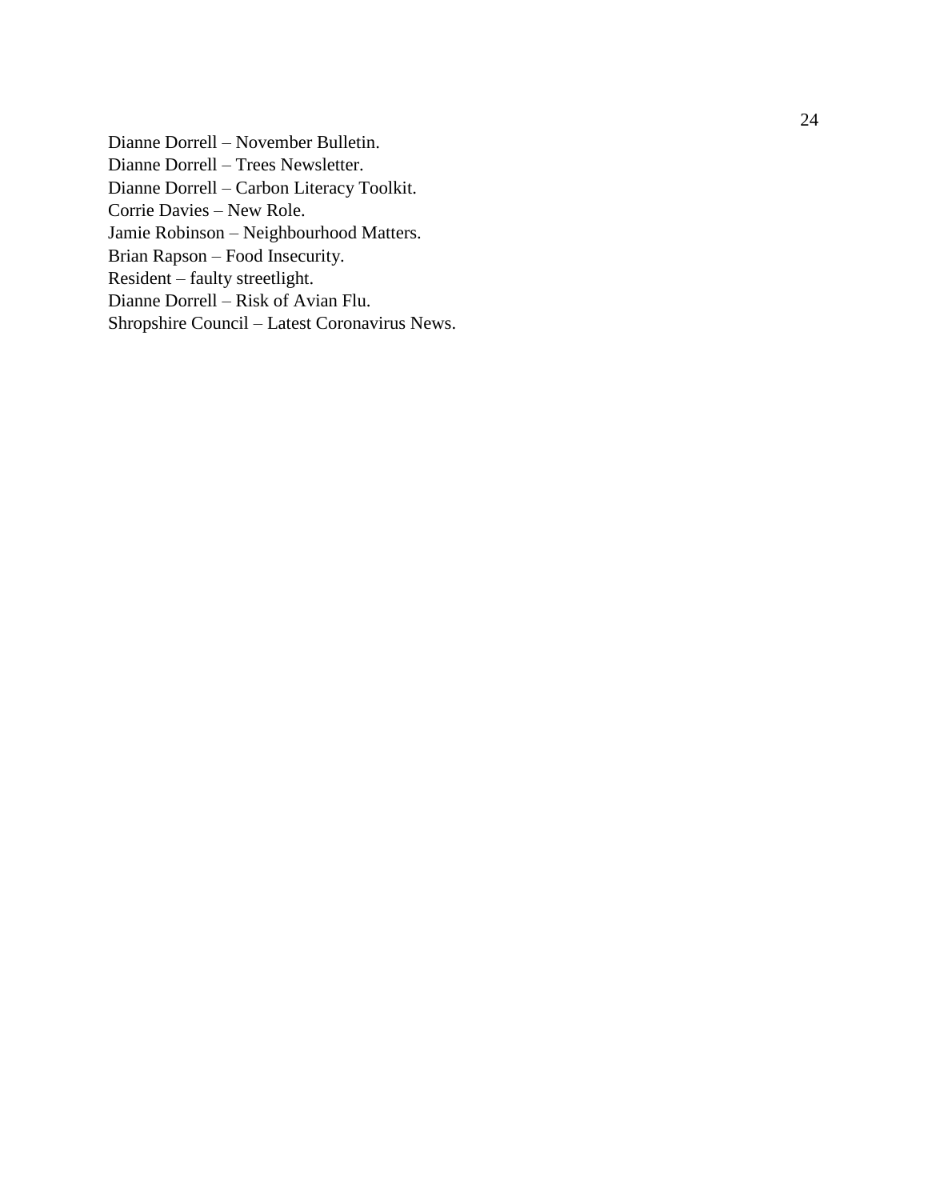Dianne Dorrell – November Bulletin.
Dianne Dorrell – Trees Newsletter.
Dianne Dorrell – Carbon Literacy Toolkit.
Corrie Davies – New Role.
Jamie Robinson – Neighbourhood Matters.
Brian Rapson – Food Insecurity.
Resident – faulty streetlight.
Dianne Dorrell – Risk of Avian Flu.
Shropshire Council – Latest Coronavirus News.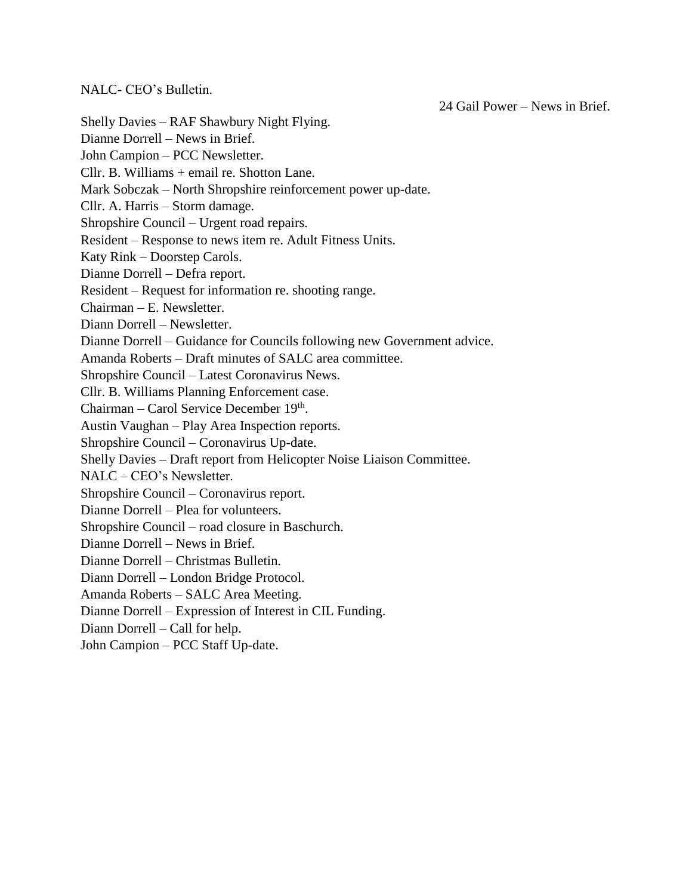NALC- CEO's Bulletin.

24 Gail Power – News in Brief.

Shelly Davies – RAF Shawbury Night Flying.
Dianne Dorrell – News in Brief.
John Campion – PCC Newsletter.
Cllr. B. Williams + email re. Shotton Lane.
Mark Sobczak – North Shropshire reinforcement power up-date.
Cllr. A. Harris – Storm damage.
Shropshire Council – Urgent road repairs.
Resident – Response to news item re. Adult Fitness Units.
Katy Rink – Doorstep Carols.
Dianne Dorrell – Defra report.
Resident – Request for information re. shooting range.
Chairman – E. Newsletter.
Diann Dorrell – Newsletter.
Dianne Dorrell – Guidance for Councils following new Government advice.
Amanda Roberts – Draft minutes of SALC area committee.
Shropshire Council – Latest Coronavirus News.
Cllr. B. Williams Planning Enforcement case.
Chairman – Carol Service December 19th.
Austin Vaughan – Play Area Inspection reports.
Shropshire Council – Coronavirus Up-date.
Shelly Davies – Draft report from Helicopter Noise Liaison Committee.
NALC – CEO's Newsletter.
Shropshire Council – Coronavirus report.
Dianne Dorrell – Plea for volunteers.
Shropshire Council – road closure in Baschurch.
Dianne Dorrell – News in Brief.
Dianne Dorrell – Christmas Bulletin.
Diann Dorrell – London Bridge Protocol.
Amanda Roberts – SALC Area Meeting.
Dianne Dorrell – Expression of Interest in CIL Funding.
Diann Dorrell – Call for help.
John Campion – PCC Staff Up-date.